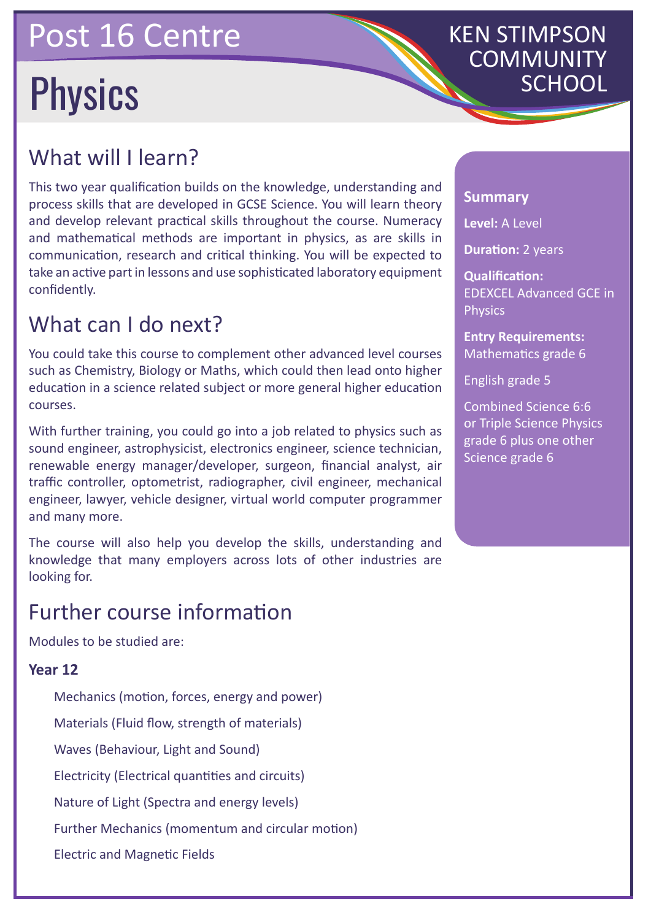# Post 16 Centre

# Physics

KEN STIMPSON COMMUNITY SCHOOL

## What will I learn?

This two year qualification builds on the knowledge, understanding and process skills that are developed in GCSE Science. You will learn theory and develop relevant practical skills throughout the course. Numeracy and mathematical methods are important in physics, as are skills in communication, research and critical thinking. You will be expected to take an active part in lessons and use sophisticated laboratory equipment confidently.

## What can I do next?

You could take this course to complement other advanced level courses such as Chemistry, Biology or Maths, which could then lead onto higher education in a science related subject or more general higher education courses.

With further training, you could go into a job related to physics such as sound engineer, astrophysicist, electronics engineer, science technician, renewable energy manager/developer, surgeon, financial analyst, air traffic controller, optometrist, radiographer, civil engineer, mechanical engineer, lawyer, vehicle designer, virtual world computer programmer and many more.

The course will also help you develop the skills, understanding and knowledge that many employers across lots of other industries are looking for.

## Further course information

Modules to be studied are:

**Year 12**

- Mechanics (motion, forces, energy and power)
- Materials (Fluid flow, strength of materials)
- Waves (Behaviour, Light and Sound)
- Electricity (Electrical quantities and circuits)
- Nature of Light (Spectra and energy levels)
- Further Mechanics (momentum and circular motion)
- Electric and Magnetic Fields

### Summary

**Level:** A Level

**Duration:** 2 years

**Qualification:** EDEXCEL Advanced GCE in Physics

**Entry Requirements:** Mathematics grade 6

English grade 5

Combined Science 6:6 or Triple Science Physics grade 6 plus one other Science grade 6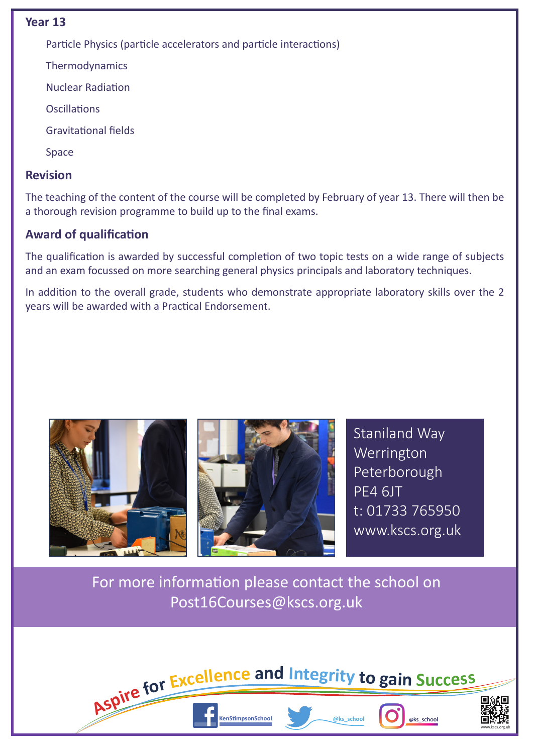## Year 13

- Particle Physics (particle accelerators and particle interactions)
- Thermodynamics
- Nuclear Radiation
- Oscillations
- Gravitational fields
- Space

## Revision

The teaching of the content of the course will be completed by February of year 13. There will then be a thorough revision programme to build up to the final exams.

## Award of qualification

The qualification is awarded by successful completion of two topic tests on a wide range of subjects and an exam focussed on more searching general physics principals and laboratory techniques.

In addition to the overall grade, students who demonstrate appropriate laboratory skills over the 2 years will be awarded with a Practical Endorsement.

Staniland Way
Werrington
Peterborough
PE4 6JT
t: 01733 765950
www.kscs.org.uk

For more information please contact the school on Post16Courses@kscs.org.uk

Aspire for Excellence and Integrity to gain Success

KenStimpsonSchool @ks_school @ks_school www.kscs.org.uk